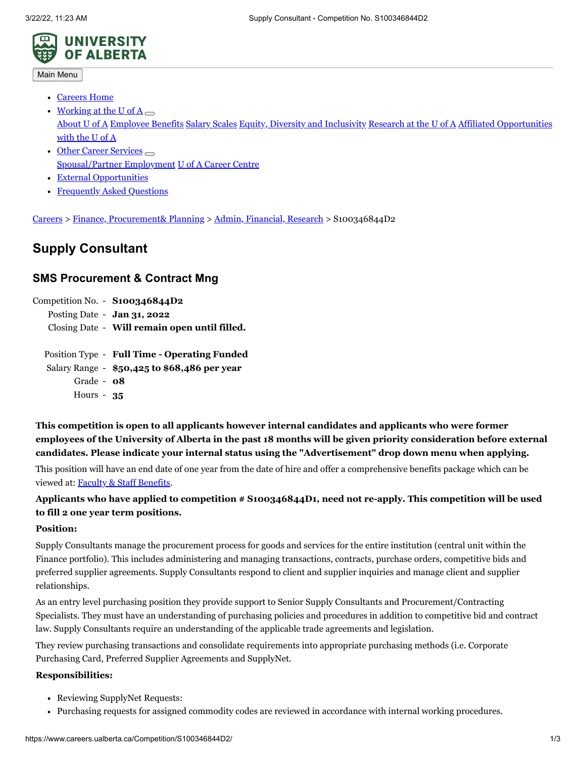Main Menu

- [Careers Home]
- [Working at the U of A]
  [About U of A] [Employee Benefits] [Salary Scales] [Equity, Diversity and Inclusivity] [Research at the U of A] [Affiliated Opportunities with the U of A]
- [Other Career Services]
  [Spousal/Partner Employment] [U of A Career Centre]
- [External Opportunities]
- [Frequently Asked Questions]

Careers > Finance, Procurement& Planning > Admin, Financial, Research > S100346844D2

# Supply Consultant

## SMS Procurement & Contract Mng

Competition No. - **S100346844D2**
Posting Date - **Jan 31, 2022**
Closing Date - **Will remain open until filled.**

Position Type - **Full Time - Operating Funded**
Salary Range - **$50,425 to $68,486 per year**
Grade - **08**
Hours - **35**

**This competition is open to all applicants however internal candidates and applicants who were former employees of the University of Alberta in the past 18 months will be given priority consideration before external candidates. Please indicate your internal status using the "Advertisement" drop down menu when applying.**

This position will have an end date of one year from the date of hire and offer a comprehensive benefits package which can be viewed at: Faculty & Staff Benefits.

**Applicants who have applied to competition # S100346844D1, need not re-apply. This competition will be used to fill 2 one year term positions.**

**Position:**

Supply Consultants manage the procurement process for goods and services for the entire institution (central unit within the Finance portfolio). This includes administering and managing transactions, contracts, purchase orders, competitive bids and preferred supplier agreements. Supply Consultants respond to client and supplier inquiries and manage client and supplier relationships.

As an entry level purchasing position they provide support to Senior Supply Consultants and Procurement/Contracting Specialists. They must have an understanding of purchasing policies and procedures in addition to competitive bid and contract law. Supply Consultants require an understanding of the applicable trade agreements and legislation.

They review purchasing transactions and consolidate requirements into appropriate purchasing methods (i.e. Corporate Purchasing Card, Preferred Supplier Agreements and SupplyNet.

**Responsibilities:**

- Reviewing SupplyNet Requests:
- Purchasing requests for assigned commodity codes are reviewed in accordance with internal working procedures.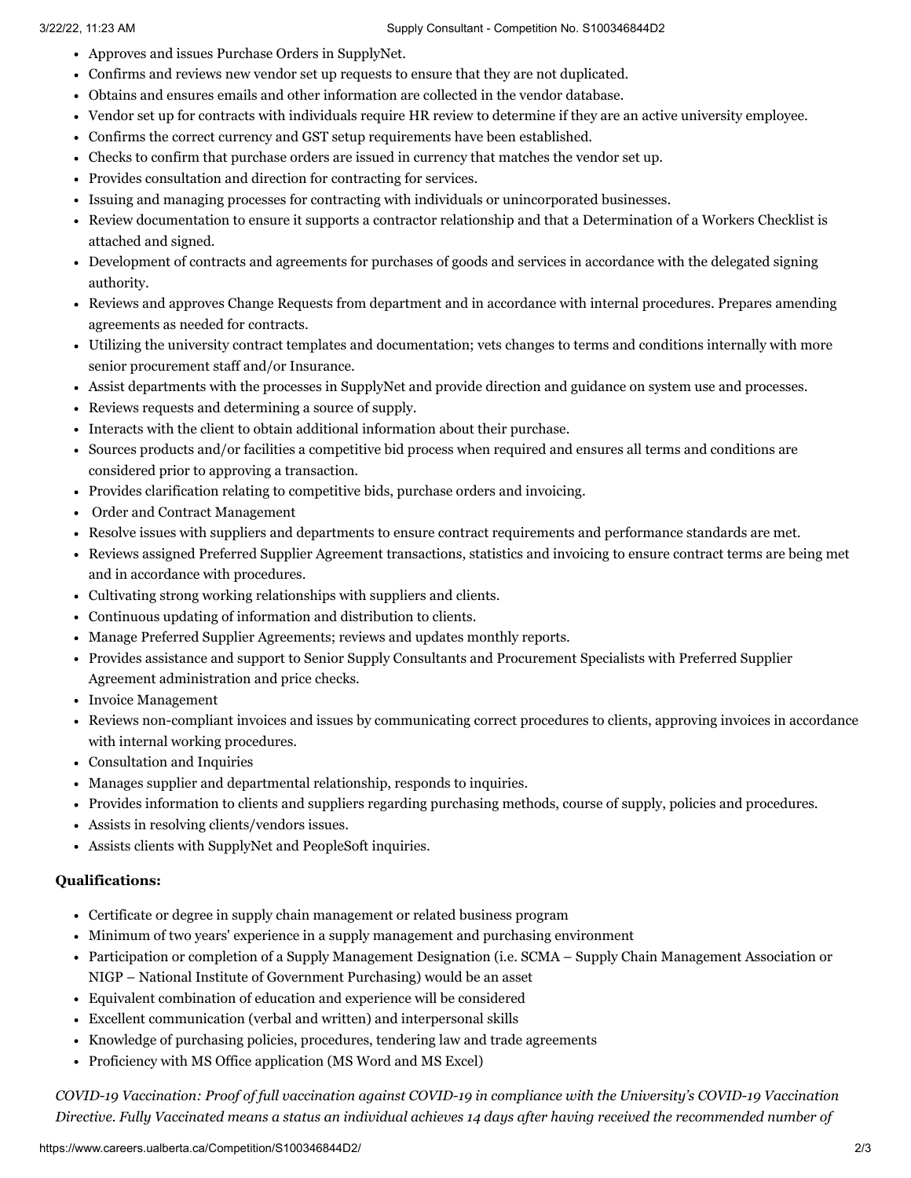- Approves and issues Purchase Orders in SupplyNet.
- Confirms and reviews new vendor set up requests to ensure that they are not duplicated.
- Obtains and ensures emails and other information are collected in the vendor database.
- Vendor set up for contracts with individuals require HR review to determine if they are an active university employee.
- Confirms the correct currency and GST setup requirements have been established.
- Checks to confirm that purchase orders are issued in currency that matches the vendor set up.
- Provides consultation and direction for contracting for services.
- Issuing and managing processes for contracting with individuals or unincorporated businesses.
- Review documentation to ensure it supports a contractor relationship and that a Determination of a Workers Checklist is attached and signed.
- Development of contracts and agreements for purchases of goods and services in accordance with the delegated signing authority.
- Reviews and approves Change Requests from department and in accordance with internal procedures. Prepares amending agreements as needed for contracts.
- Utilizing the university contract templates and documentation; vets changes to terms and conditions internally with more senior procurement staff and/or Insurance.
- Assist departments with the processes in SupplyNet and provide direction and guidance on system use and processes.
- Reviews requests and determining a source of supply.
- Interacts with the client to obtain additional information about their purchase.
- Sources products and/or facilities a competitive bid process when required and ensures all terms and conditions are considered prior to approving a transaction.
- Provides clarification relating to competitive bids, purchase orders and invoicing.
- Order and Contract Management
- Resolve issues with suppliers and departments to ensure contract requirements and performance standards are met.
- Reviews assigned Preferred Supplier Agreement transactions, statistics and invoicing to ensure contract terms are being met and in accordance with procedures.
- Cultivating strong working relationships with suppliers and clients.
- Continuous updating of information and distribution to clients.
- Manage Preferred Supplier Agreements; reviews and updates monthly reports.
- Provides assistance and support to Senior Supply Consultants and Procurement Specialists with Preferred Supplier Agreement administration and price checks.
- Invoice Management
- Reviews non-compliant invoices and issues by communicating correct procedures to clients, approving invoices in accordance with internal working procedures.
- Consultation and Inquiries
- Manages supplier and departmental relationship, responds to inquiries.
- Provides information to clients and suppliers regarding purchasing methods, course of supply, policies and procedures.
- Assists in resolving clients/vendors issues.
- Assists clients with SupplyNet and PeopleSoft inquiries.

**Qualifications:**

- Certificate or degree in supply chain management or related business program
- Minimum of two years' experience in a supply management and purchasing environment
- Participation or completion of a Supply Management Designation (i.e. SCMA – Supply Chain Management Association or NIGP – National Institute of Government Purchasing) would be an asset
- Equivalent combination of education and experience will be considered
- Excellent communication (verbal and written) and interpersonal skills
- Knowledge of purchasing policies, procedures, tendering law and trade agreements
- Proficiency with MS Office application (MS Word and MS Excel)

*COVID-19 Vaccination: Proof of full vaccination against COVID-19 in compliance with the University's COVID-19 Vaccination Directive. Fully Vaccinated means a status an individual achieves 14 days after having received the recommended number of*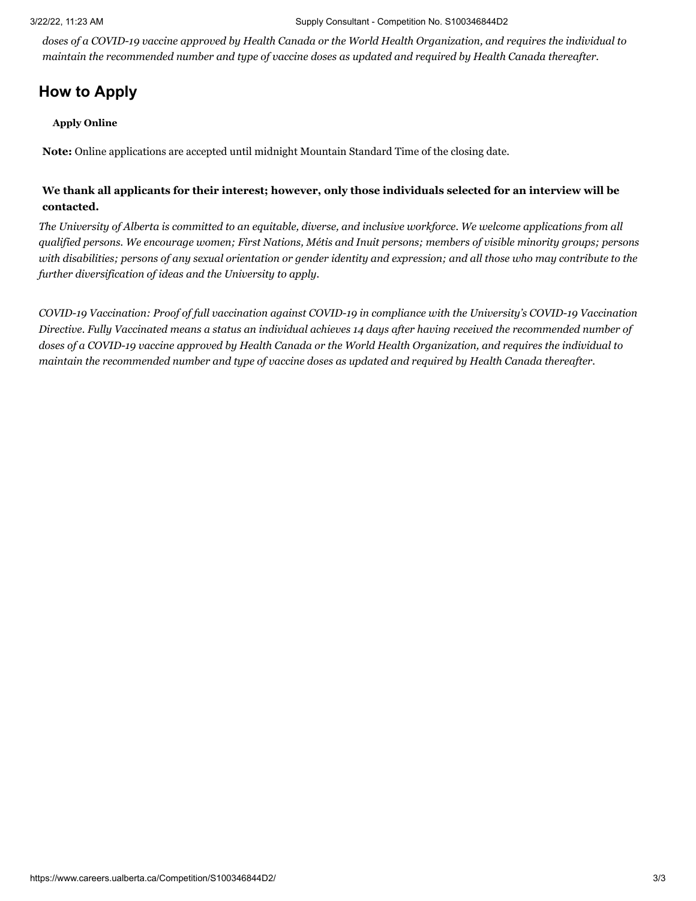*doses of a COVID-19 vaccine approved by Health Canada or the World Health Organization, and requires the individual to maintain the recommended number and type of vaccine doses as updated and required by Health Canada thereafter.*

## How to Apply

**Apply Online**

**Note:** Online applications are accepted until midnight Mountain Standard Time of the closing date.

**We thank all applicants for their interest; however, only those individuals selected for an interview will be contacted.**

*The University of Alberta is committed to an equitable, diverse, and inclusive workforce. We welcome applications from all qualified persons. We encourage women; First Nations, Métis and Inuit persons; members of visible minority groups; persons with disabilities; persons of any sexual orientation or gender identity and expression; and all those who may contribute to the further diversification of ideas and the University to apply.*

*COVID-19 Vaccination: Proof of full vaccination against COVID-19 in compliance with the University's COVID-19 Vaccination Directive. Fully Vaccinated means a status an individual achieves 14 days after having received the recommended number of doses of a COVID-19 vaccine approved by Health Canada or the World Health Organization, and requires the individual to maintain the recommended number and type of vaccine doses as updated and required by Health Canada thereafter.*